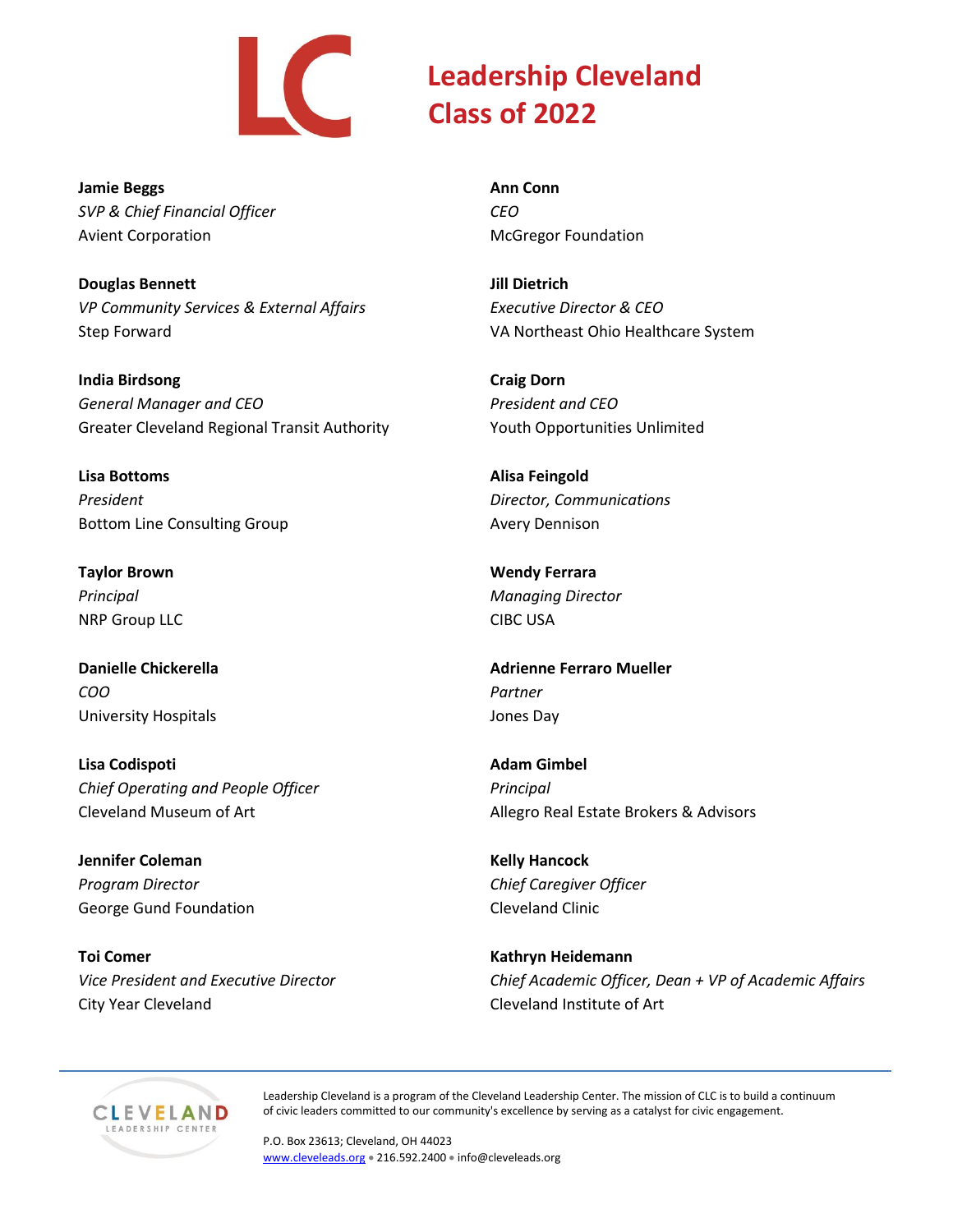# Leadership Cleveland Class of 2022

**Jamie Beggs**
*SVP & Chief Financial Officer*
Avient Corporation

**Douglas Bennett**
*VP Community Services & External Affairs*
Step Forward

**India Birdsong**
*General Manager and CEO*
Greater Cleveland Regional Transit Authority

**Lisa Bottoms**
*President*
Bottom Line Consulting Group

**Taylor Brown**
*Principal*
NRP Group LLC

**Danielle Chickerella**
*COO*
University Hospitals

**Lisa Codispoti**
*Chief Operating and People Officer*
Cleveland Museum of Art

**Jennifer Coleman**
*Program Director*
George Gund Foundation

**Toi Comer**
*Vice President and Executive Director*
City Year Cleveland

**Ann Conn**
*CEO*
McGregor Foundation

**Jill Dietrich**
*Executive Director & CEO*
VA Northeast Ohio Healthcare System

**Craig Dorn**
*President and CEO*
Youth Opportunities Unlimited

**Alisa Feingold**
*Director, Communications*
Avery Dennison

**Wendy Ferrara**
*Managing Director*
CIBC USA

**Adrienne Ferraro Mueller**
*Partner*
Jones Day

**Adam Gimbel**
*Principal*
Allegro Real Estate Brokers & Advisors

**Kelly Hancock**
*Chief Caregiver Officer*
Cleveland Clinic

**Kathryn Heidemann**
*Chief Academic Officer, Dean + VP of Academic Affairs*
Cleveland Institute of Art

---

CLEVELAND LEADERSHIP CENTER

Leadership Cleveland is a program of the Cleveland Leadership Center. The mission of CLC is to build a continuum of civic leaders committed to our community's excellence by serving as a catalyst for civic engagement.

P.O. Box 23613; Cleveland, OH 44023
www.cleveleads.org • 216.592.2400 • info@cleveleads.org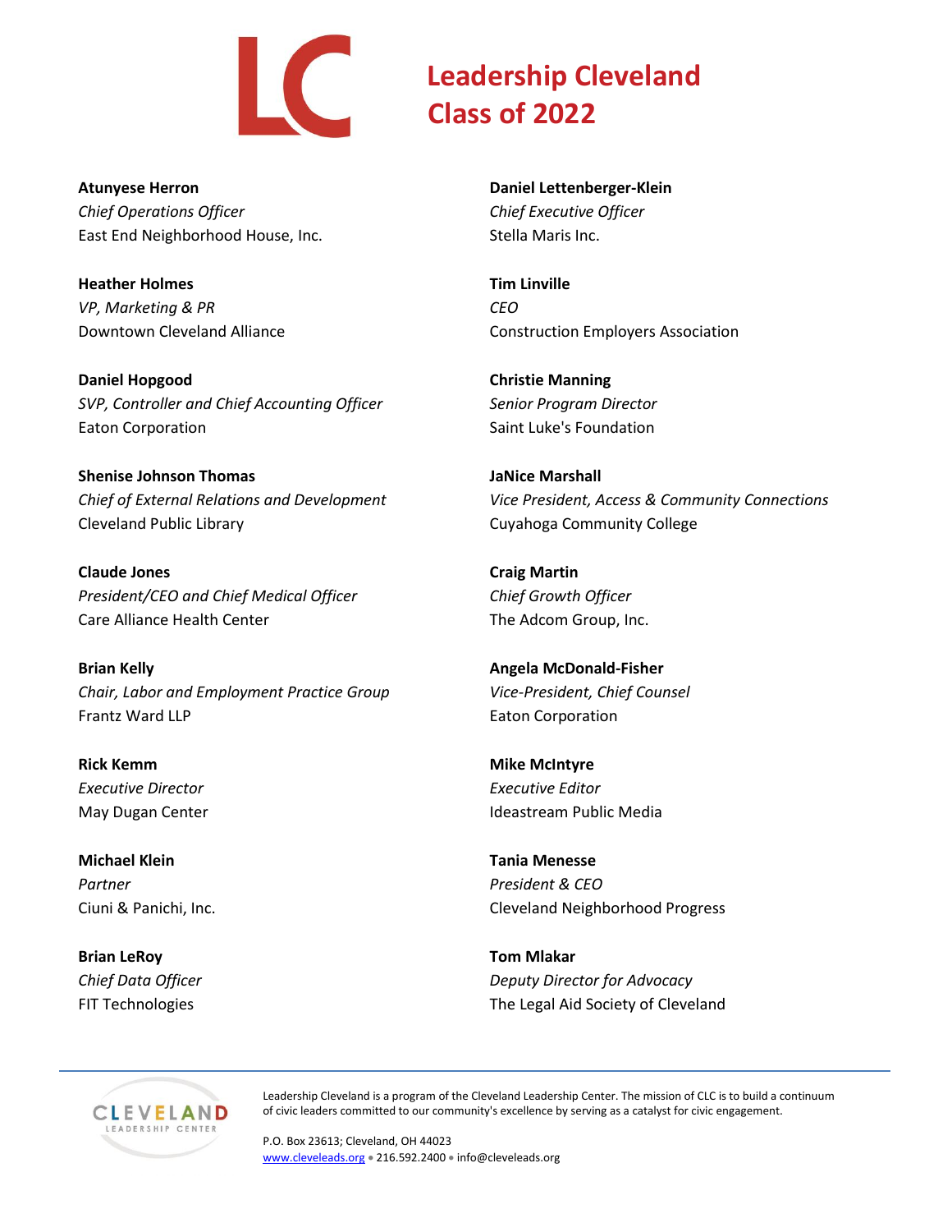# Leadership Cleveland Class of 2022

**Atunyese Herron**
*Chief Operations Officer*
East End Neighborhood House, Inc.

**Heather Holmes**
*VP, Marketing & PR*
Downtown Cleveland Alliance

**Daniel Hopgood**
*SVP, Controller and Chief Accounting Officer*
Eaton Corporation

**Shenise Johnson Thomas**
*Chief of External Relations and Development*
Cleveland Public Library

**Claude Jones**
*President/CEO and Chief Medical Officer*
Care Alliance Health Center

**Brian Kelly**
*Chair, Labor and Employment Practice Group*
Frantz Ward LLP

**Rick Kemm**
*Executive Director*
May Dugan Center

**Michael Klein**
*Partner*
Ciuni & Panichi, Inc.

**Brian LeRoy**
*Chief Data Officer*
FIT Technologies

**Daniel Lettenberger-Klein**
*Chief Executive Officer*
Stella Maris Inc.

**Tim Linville**
*CEO*
Construction Employers Association

**Christie Manning**
*Senior Program Director*
Saint Luke's Foundation

**JaNice Marshall**
*Vice President, Access & Community Connections*
Cuyahoga Community College

**Craig Martin**
*Chief Growth Officer*
The Adcom Group, Inc.

**Angela McDonald-Fisher**
*Vice-President, Chief Counsel*
Eaton Corporation

**Mike McIntyre**
*Executive Editor*
Ideastream Public Media

**Tania Menesse**
*President & CEO*
Cleveland Neighborhood Progress

**Tom Mlakar**
*Deputy Director for Advocacy*
The Legal Aid Society of Cleveland

Leadership Cleveland is a program of the Cleveland Leadership Center. The mission of CLC is to build a continuum of civic leaders committed to our community's excellence by serving as a catalyst for civic engagement.

P.O. Box 23613; Cleveland, OH 44023
www.cleveleads.org • 216.592.2400 • info@cleveleads.org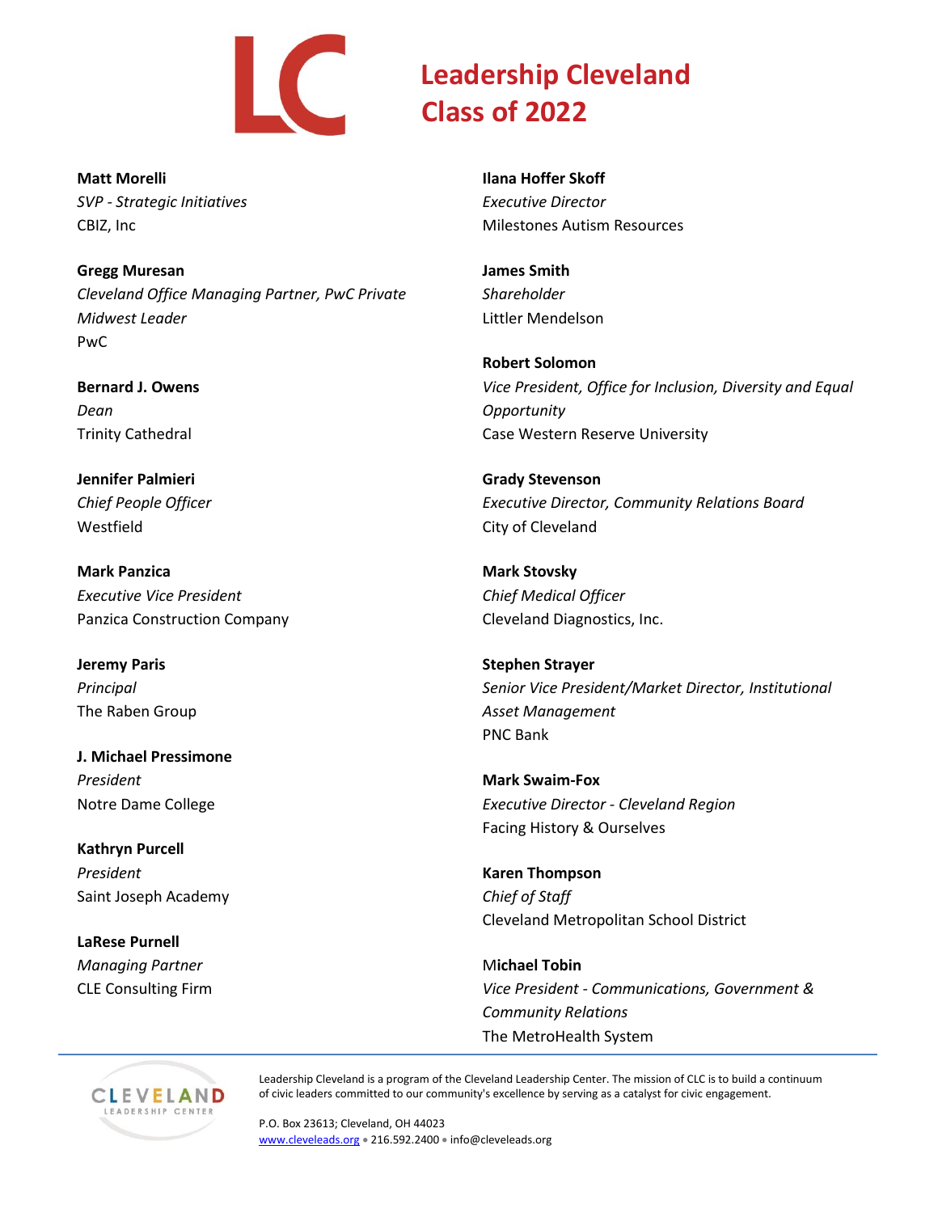# Leadership Cleveland Class of 2022

**Matt Morelli**
*SVP - Strategic Initiatives*
CBIZ, Inc

**Gregg Muresan**
*Cleveland Office Managing Partner, PwC Private Midwest Leader*
PwC

**Bernard J. Owens**
*Dean*
Trinity Cathedral

**Jennifer Palmieri**
*Chief People Officer*
Westfield

**Mark Panzica**
*Executive Vice President*
Panzica Construction Company

**Jeremy Paris**
*Principal*
The Raben Group

**J. Michael Pressimone**
*President*
Notre Dame College

**Kathryn Purcell**
*President*
Saint Joseph Academy

**LaRese Purnell**
*Managing Partner*
CLE Consulting Firm

**Ilana Hoffer Skoff**
*Executive Director*
Milestones Autism Resources

**James Smith**
*Shareholder*
Littler Mendelson

**Robert Solomon**
*Vice President, Office for Inclusion, Diversity and Equal Opportunity*
Case Western Reserve University

**Grady Stevenson**
*Executive Director, Community Relations Board*
City of Cleveland

**Mark Stovsky**
*Chief Medical Officer*
Cleveland Diagnostics, Inc.

**Stephen Strayer**
*Senior Vice President/Market Director, Institutional Asset Management*
PNC Bank

**Mark Swaim-Fox**
*Executive Director - Cleveland Region*
Facing History & Ourselves

**Karen Thompson**
*Chief of Staff*
Cleveland Metropolitan School District

**Michael Tobin**
*Vice President - Communications, Government & Community Relations*
The MetroHealth System

---

Leadership Cleveland is a program of the Cleveland Leadership Center. The mission of CLC is to build a continuum of civic leaders committed to our community's excellence by serving as a catalyst for civic engagement.

P.O. Box 23613; Cleveland, OH 44023
www.cleveleads.org • 216.592.2400 • info@cleveleads.org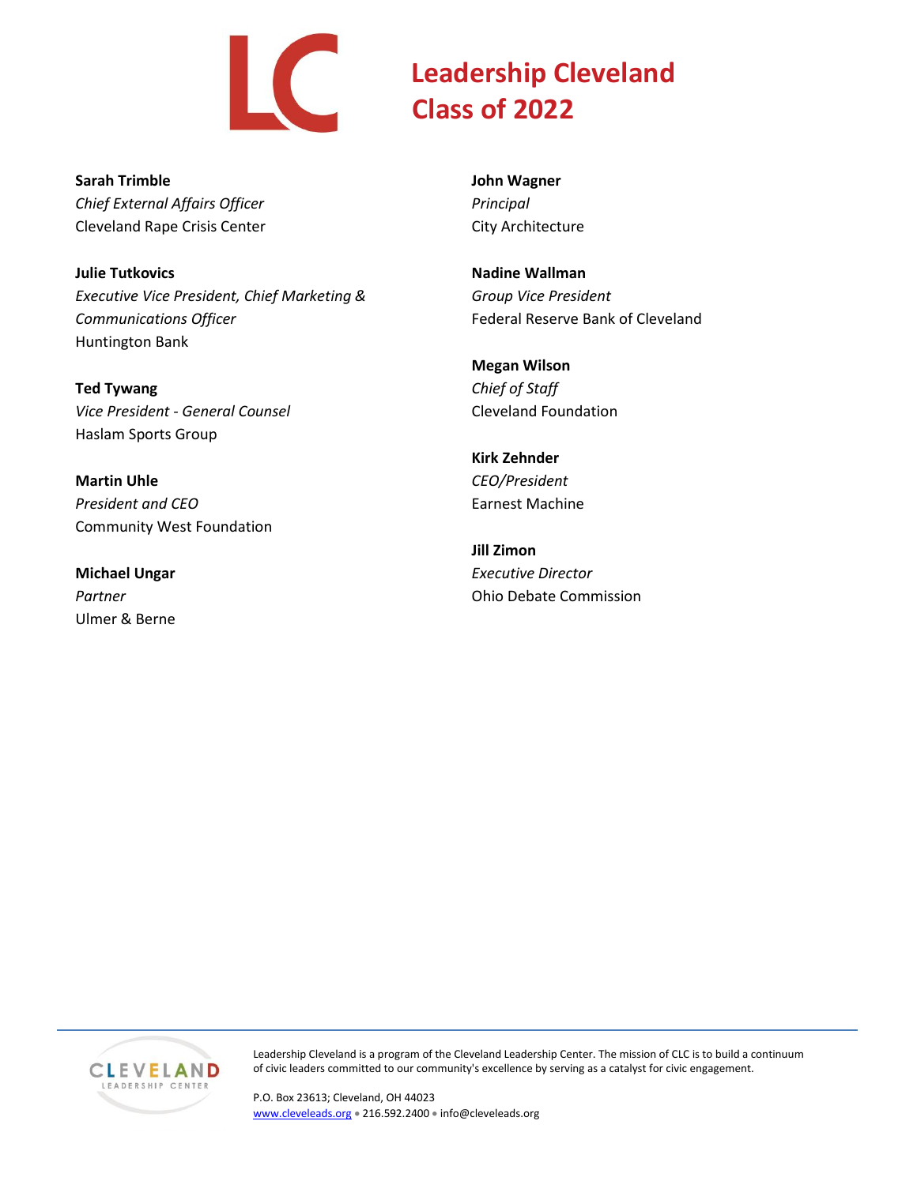# Leadership Cleveland Class of 2022

**Sarah Trimble**
*Chief External Affairs Officer*
Cleveland Rape Crisis Center

**Julie Tutkovics**
*Executive Vice President, Chief Marketing & Communications Officer*
Huntington Bank

**Ted Tywang**
*Vice President - General Counsel*
Haslam Sports Group

**Martin Uhle**
*President and CEO*
Community West Foundation

**Michael Ungar**
*Partner*
Ulmer & Berne

**John Wagner**
*Principal*
City Architecture

**Nadine Wallman**
*Group Vice President*
Federal Reserve Bank of Cleveland

**Megan Wilson**
*Chief of Staff*
Cleveland Foundation

**Kirk Zehnder**
*CEO/President*
Earnest Machine

**Jill Zimon**
*Executive Director*
Ohio Debate Commission

---

CLEVELAND LEADERSHIP CENTER

Leadership Cleveland is a program of the Cleveland Leadership Center. The mission of CLC is to build a continuum of civic leaders committed to our community's excellence by serving as a catalyst for civic engagement.

P.O. Box 23613; Cleveland, OH 44023
www.cleveleads.org • 216.592.2400 • info@cleveleads.org